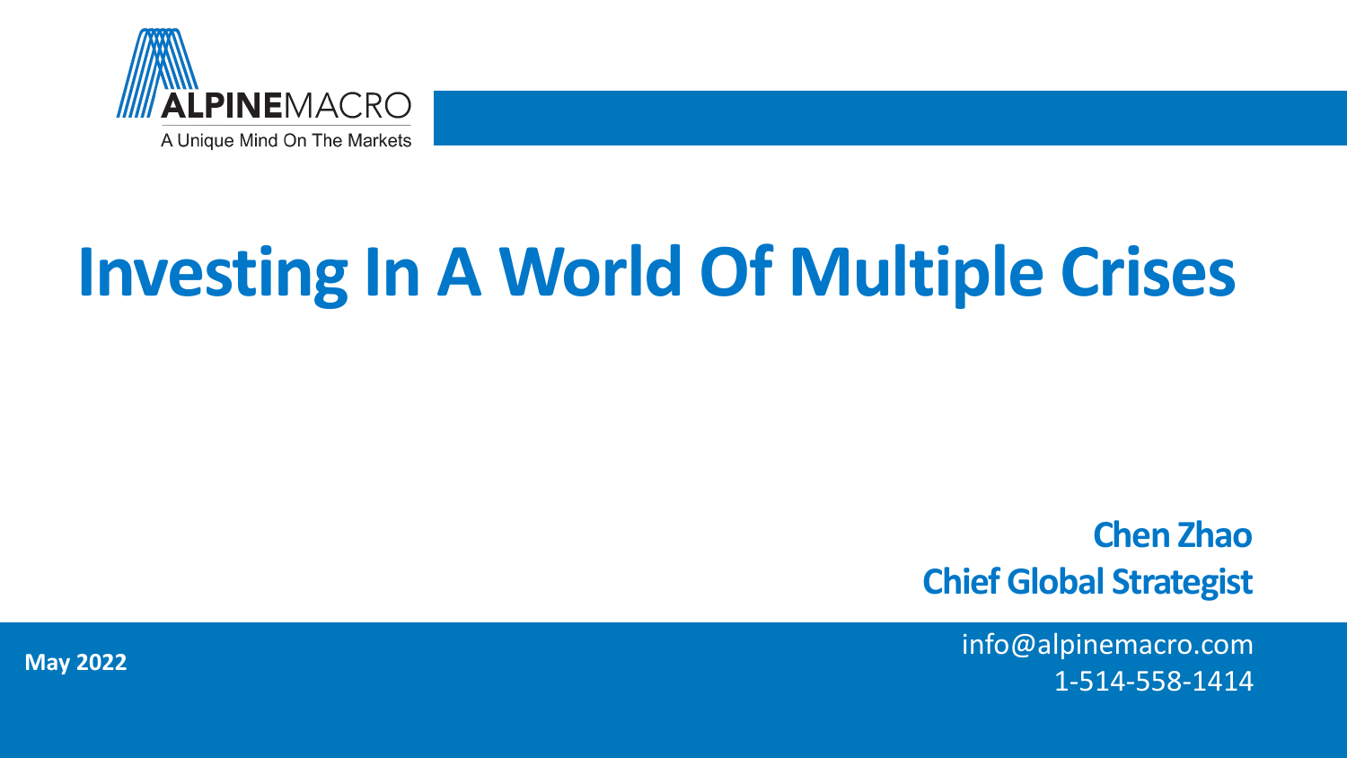ALPINEMACRO

A Unique Mind On The Markets

# Investing In A World Of Multiple Crises

**Chen Zhao**
**Chief Global Strategist**

**May 2022**

info@alpinemacro.com
1-514-558-1414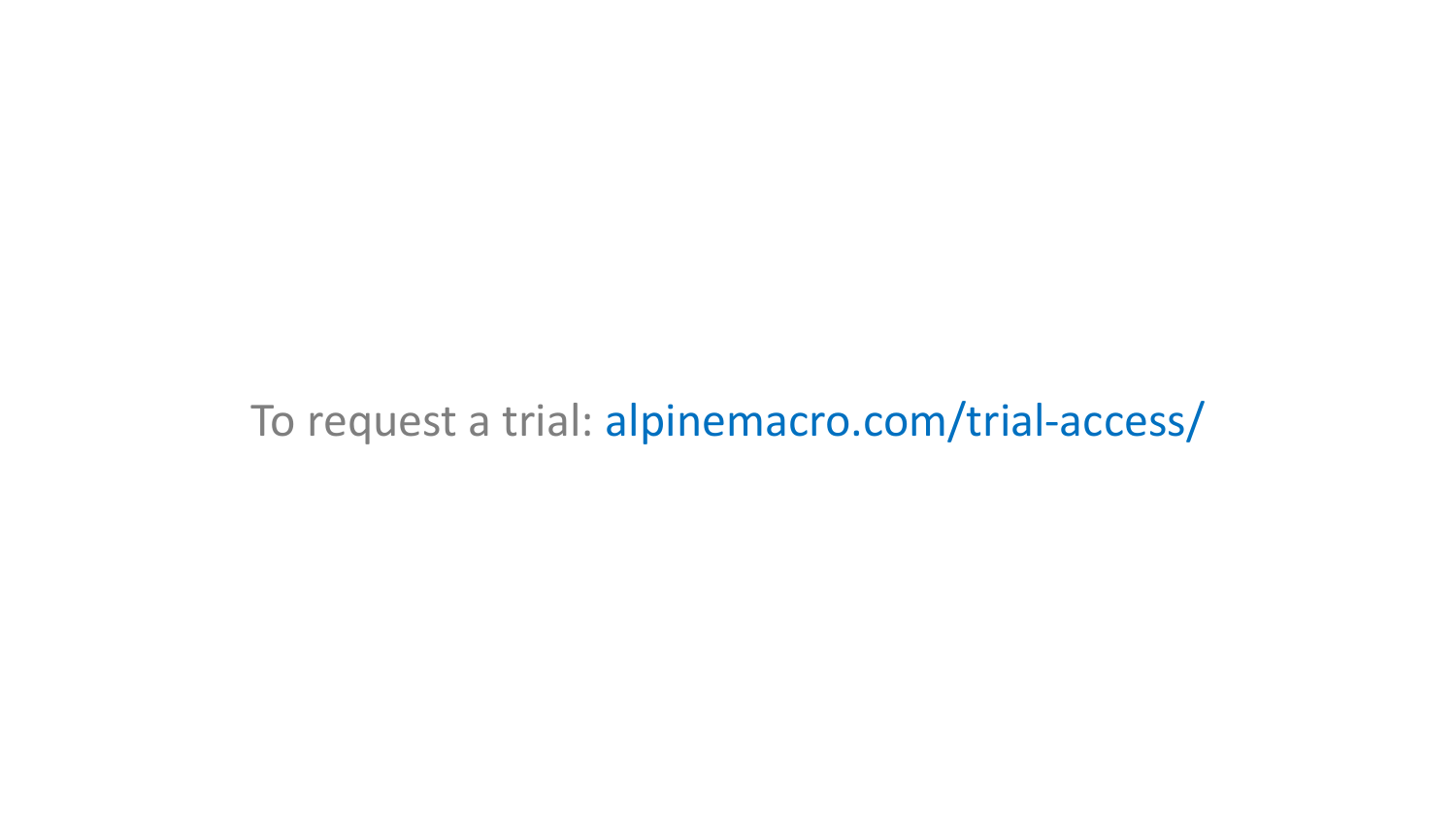To request a trial: alpinemacro.com/trial-access/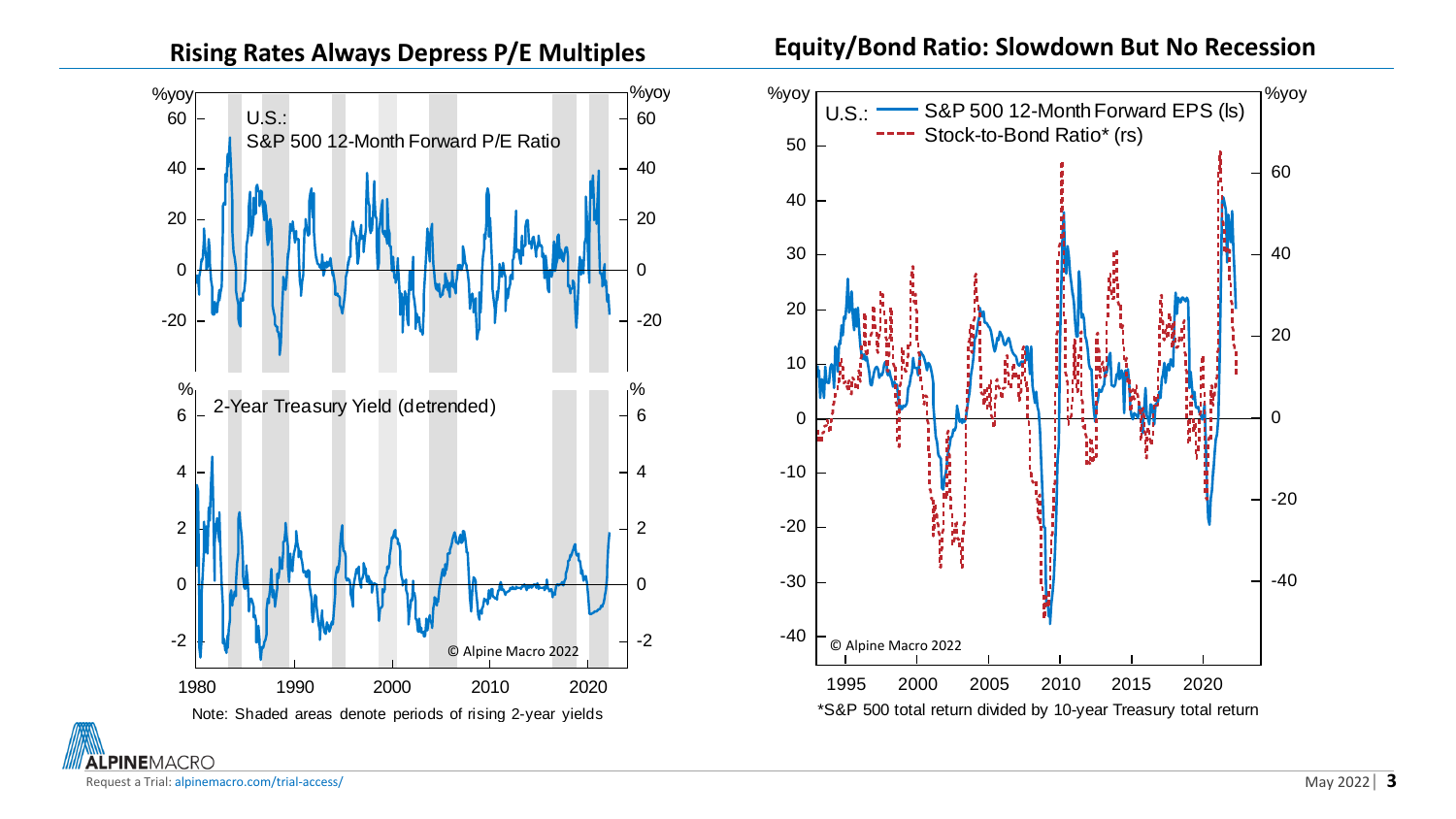## Rising Rates Always Depress P/E Multiples

U.S.: S&P 500 12-Month Forward P/E Ratio (%yoy)

2-Year Treasury Yield (detrended) (%)

© Alpine Macro 2022

Note: Shaded areas denote periods of rising 2-year yields

## Equity/Bond Ratio: Slowdown But No Recession

U.S.: S&P 500 12-Month Forward EPS (ls); Stock-to-Bond Ratio* (rs) (%yoy)

© Alpine Macro 2022

*S&P 500 total return divided by 10-year Treasury total return

Request a Trial: alpinemacro.com/trial-access/

May 2022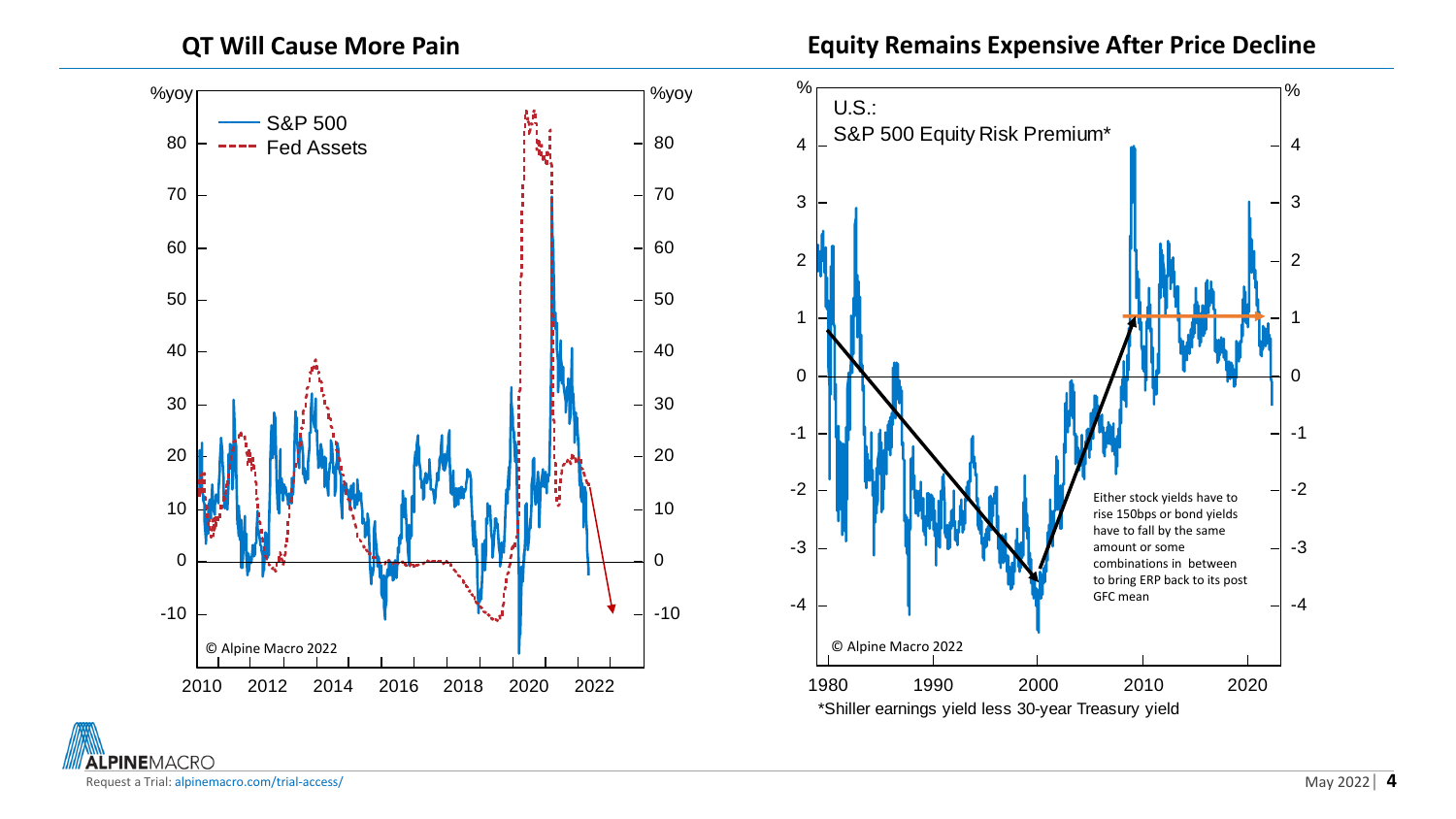## QT Will Cause More Pain

%yoy

S&P 500

Fed Assets

© Alpine Macro 2022

## Equity Remains Expensive After Price Decline

U.S.:
S&P 500 Equity Risk Premium*

Either stock yields have to rise 150bps or bond yields have to fall by the same amount or some combinations in between to bring ERP back to its post GFC mean

© Alpine Macro 2022

*Shiller earnings yield less 30-year Treasury yield

Request a Trial: alpinemacro.com/trial-access/

May 2022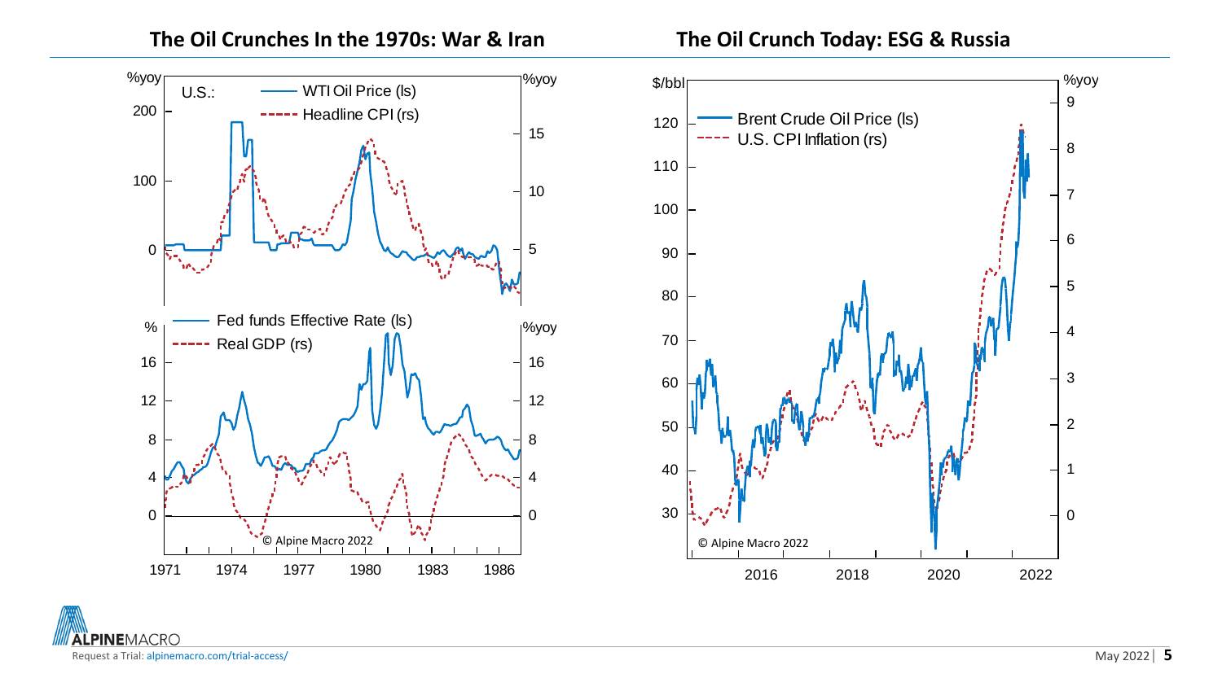## The Oil Crunches In the 1970s: War & Iran

U.S.:
- WTI Oil Price (ls) — %yoy
- Headline CPI (rs) — %yoy

- Fed funds Effective Rate (ls) — %
- Real GDP (rs) — %yoy

© Alpine Macro 2022

## The Oil Crunch Today: ESG & Russia

- Brent Crude Oil Price (ls) — $/bbl
- U.S. CPI Inflation (rs) — %yoy

© Alpine Macro 2022

Request a Trial: alpinemacro.com/trial-access/

May 2022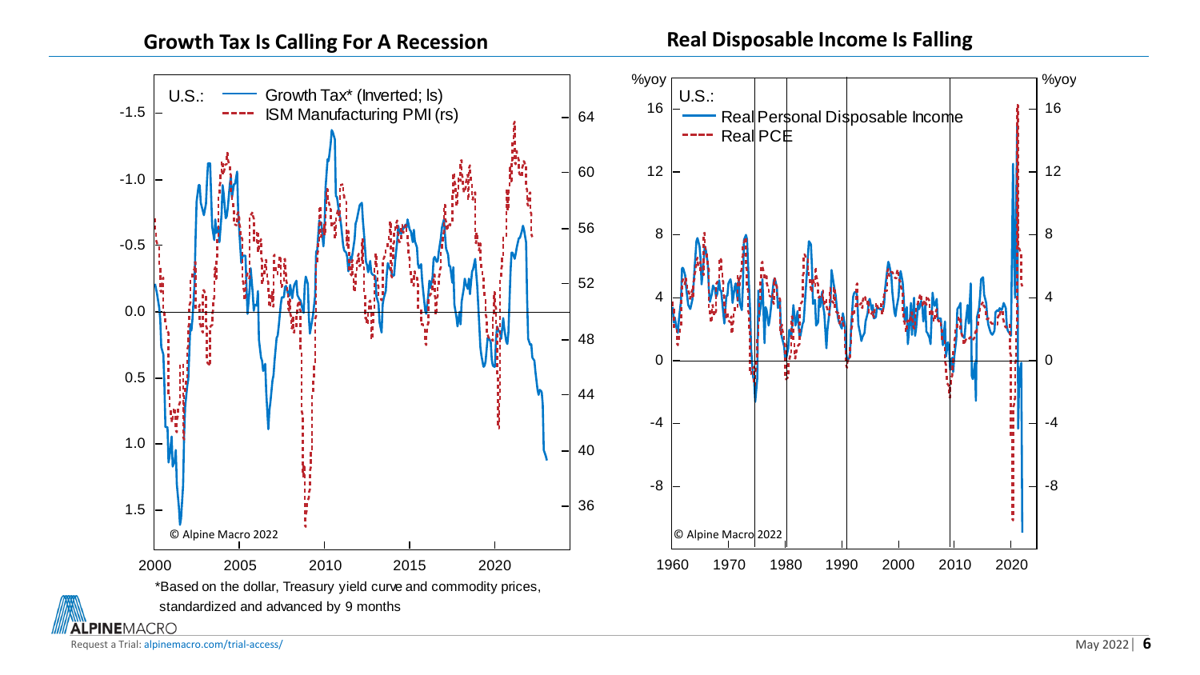## Growth Tax Is Calling For A Recession

U.S.: Growth Tax* (Inverted; ls) — ISM Manufacturing PMI (rs)

© Alpine Macro 2022

*Based on the dollar, Treasury yield curve and commodity prices, standardized and advanced by 9 months

## Real Disposable Income Is Falling

U.S.: Real Personal Disposable Income — Real PCE

%yoy

© Alpine Macro 2022

Request a Trial: alpinemacro.com/trial-access/

May 2022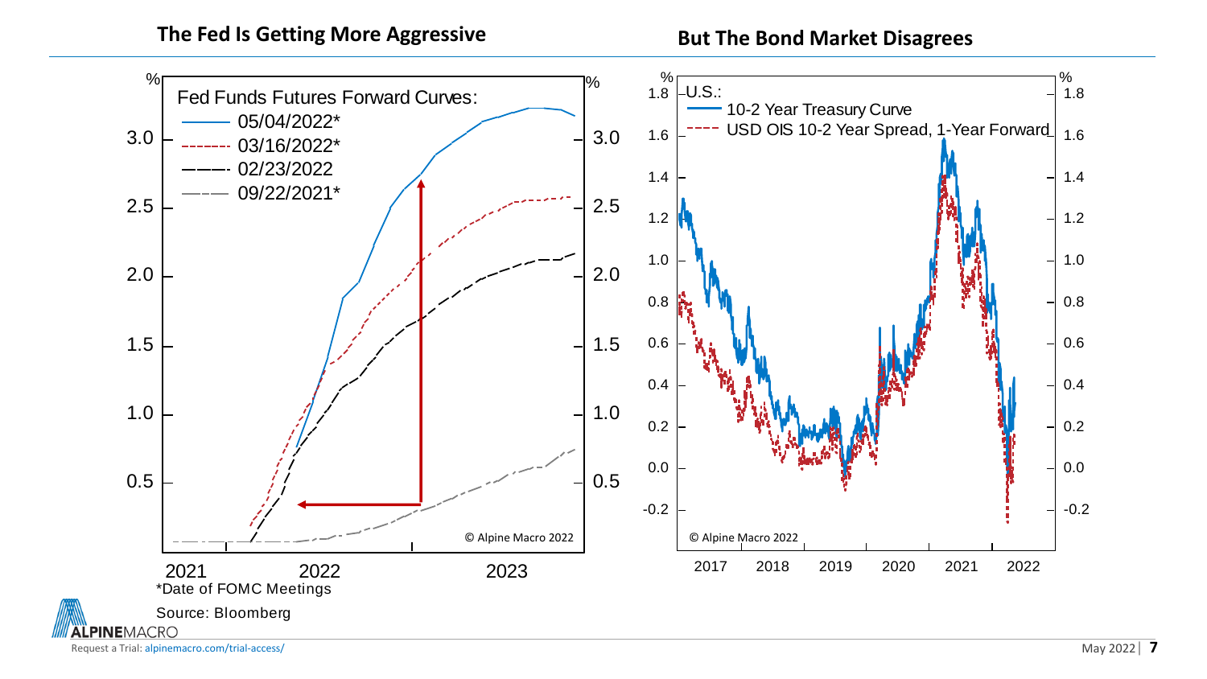## The Fed Is Getting More Aggressive

Fed Funds Futures Forward Curves:
- 05/04/2022*
- 03/16/2022*
- 02/23/2022
- 09/22/2021*

© Alpine Macro 2022

*Date of FOMC Meetings

Source: Bloomberg

## But The Bond Market Disagrees

U.S.:
- 10-2 Year Treasury Curve
- USD OIS 10-2 Year Spread, 1-Year Forward

© Alpine Macro 2022

Request a Trial: alpinemacro.com/trial-access/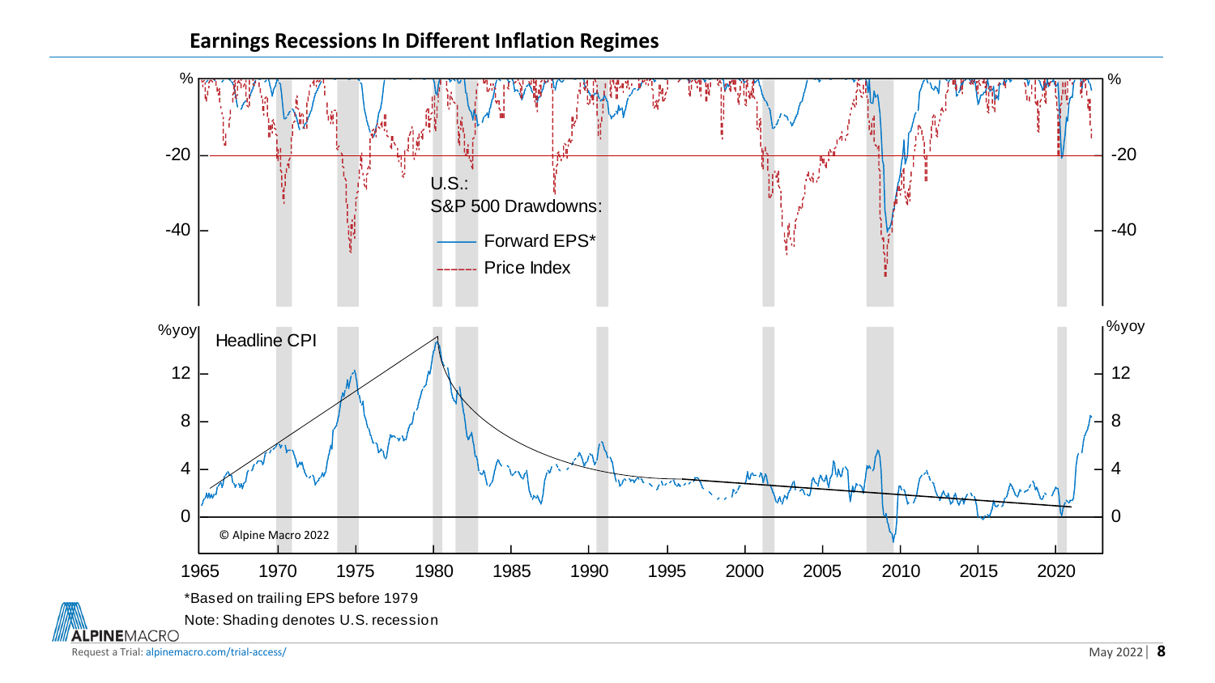## Earnings Recessions In Different Inflation Regimes

U.S.:
S&P 500 Drawdowns:

- Forward EPS*
- Price Index

Headline CPI

© Alpine Macro 2022

*Based on trailing EPS before 1979

Note: Shading denotes U.S. recession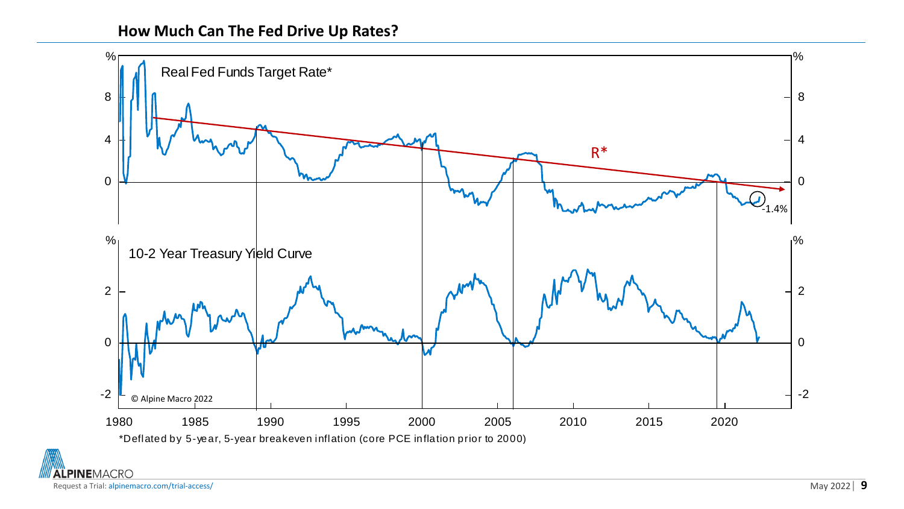## How Much Can The Fed Drive Up Rates?

Real Fed Funds Target Rate*

R*

-1.4%

10-2 Year Treasury Yield Curve

© Alpine Macro 2022

*Deflated by 5-year, 5-year breakeven inflation (core PCE inflation prior to 2000)

Request a Trial: alpinemacro.com/trial-access/

May 2022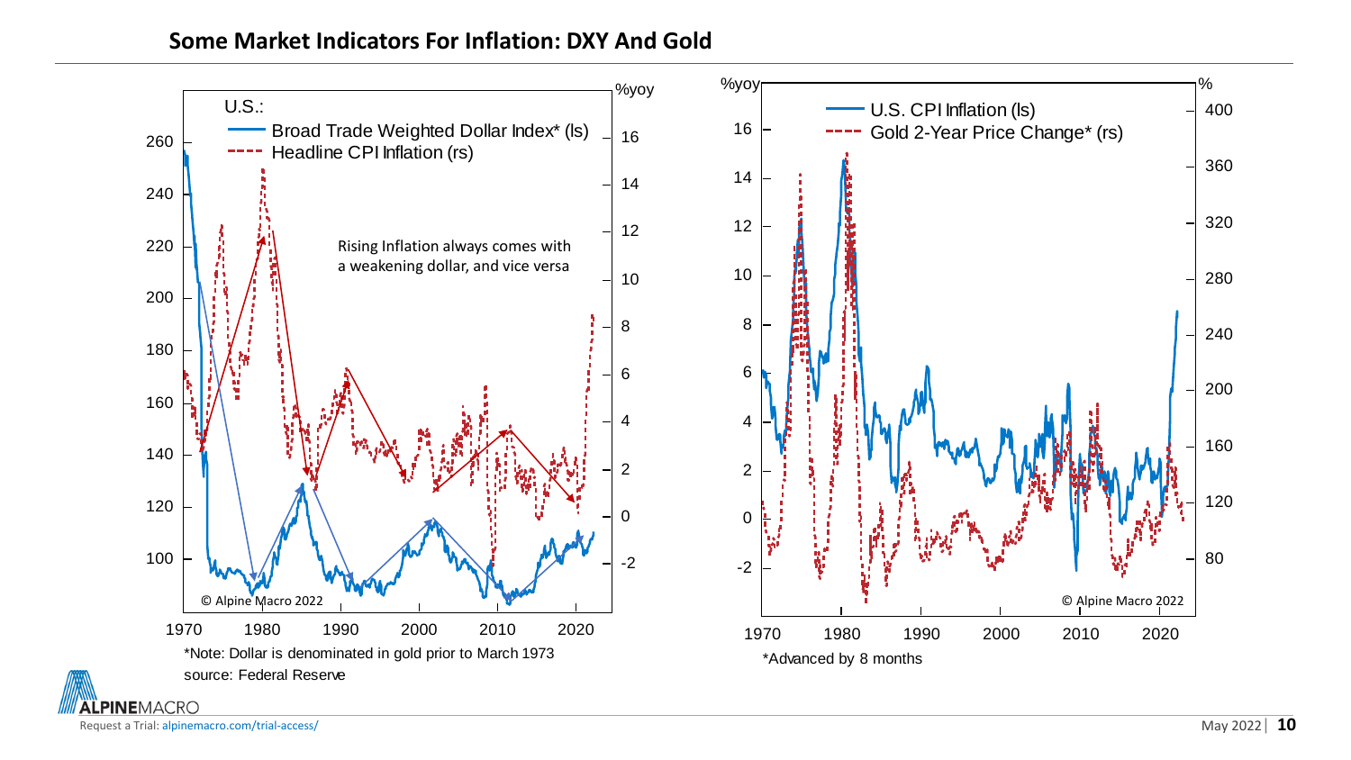## Some Market Indicators For Inflation: DXY And Gold

U.S.:

- Broad Trade Weighted Dollar Index* (ls)
- Headline CPI Inflation (rs)

Rising Inflation always comes with a weakening dollar, and vice versa

© Alpine Macro 2022

*Note: Dollar is denominated in gold prior to March 1973

source: Federal Reserve

- U.S. CPI Inflation (ls)
- Gold 2-Year Price Change* (rs)

© Alpine Macro 2022

*Advanced by 8 months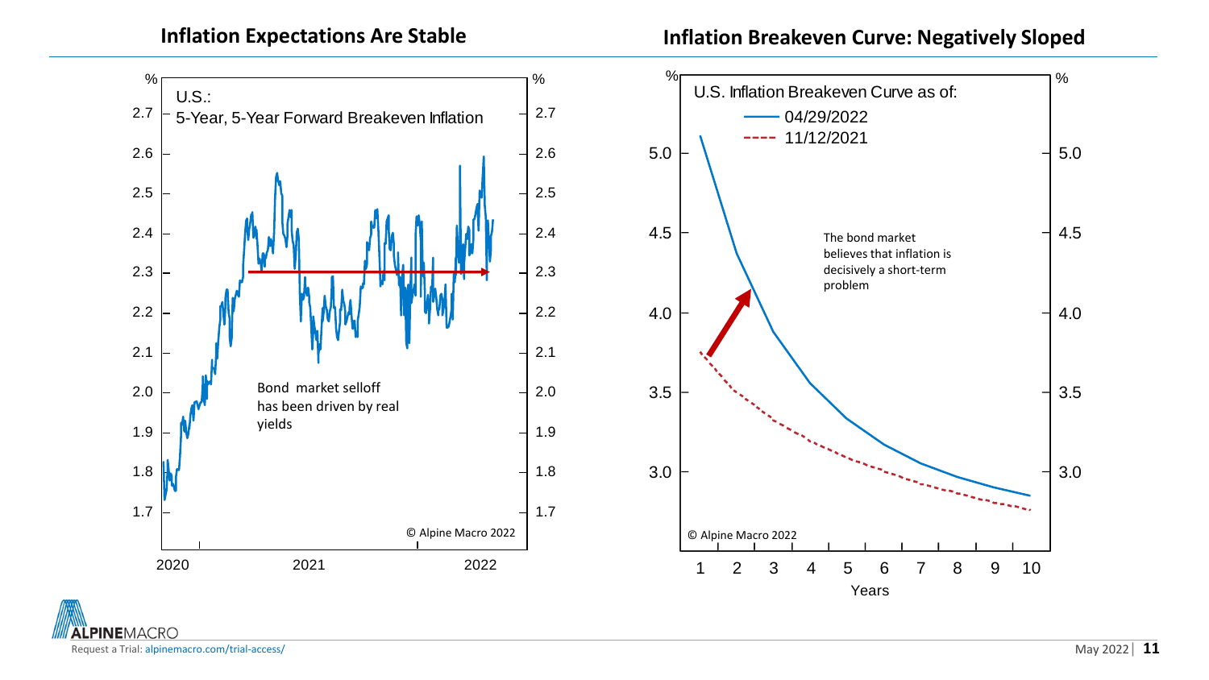## Inflation Expectations Are Stable

U.S.:
5-Year, 5-Year Forward Breakeven Inflation

Bond market selloff has been driven by real yields

© Alpine Macro 2022

## Inflation Breakeven Curve: Negatively Sloped

U.S. Inflation Breakeven Curve as of:
- 04/29/2022
- 11/12/2021

The bond market believes that inflation is decisively a short-term problem

© Alpine Macro 2022

Years

Request a Trial: alpinemacro.com/trial-access/

May 2022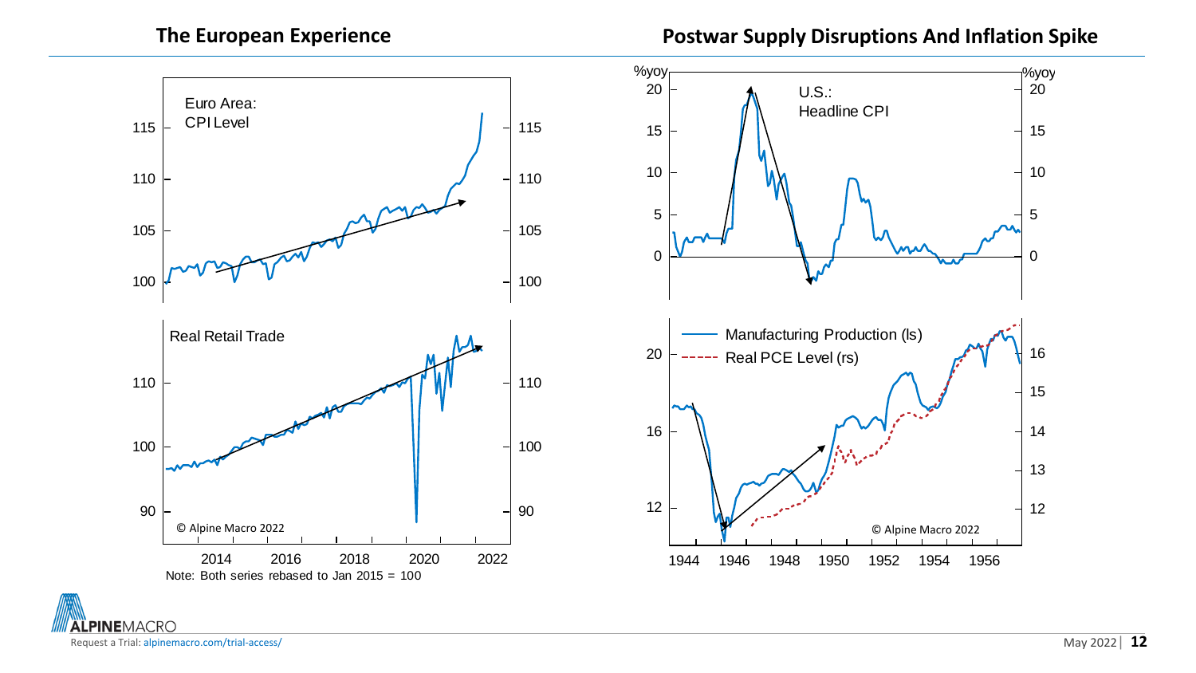## The European Experience

Euro Area: CPI Level

Real Retail Trade

© Alpine Macro 2022

Note: Both series rebased to Jan 2015 = 100

## Postwar Supply Disruptions And Inflation Spike

U.S.: Headline CPI

Manufacturing Production (ls)

Real PCE Level (rs)

© Alpine Macro 2022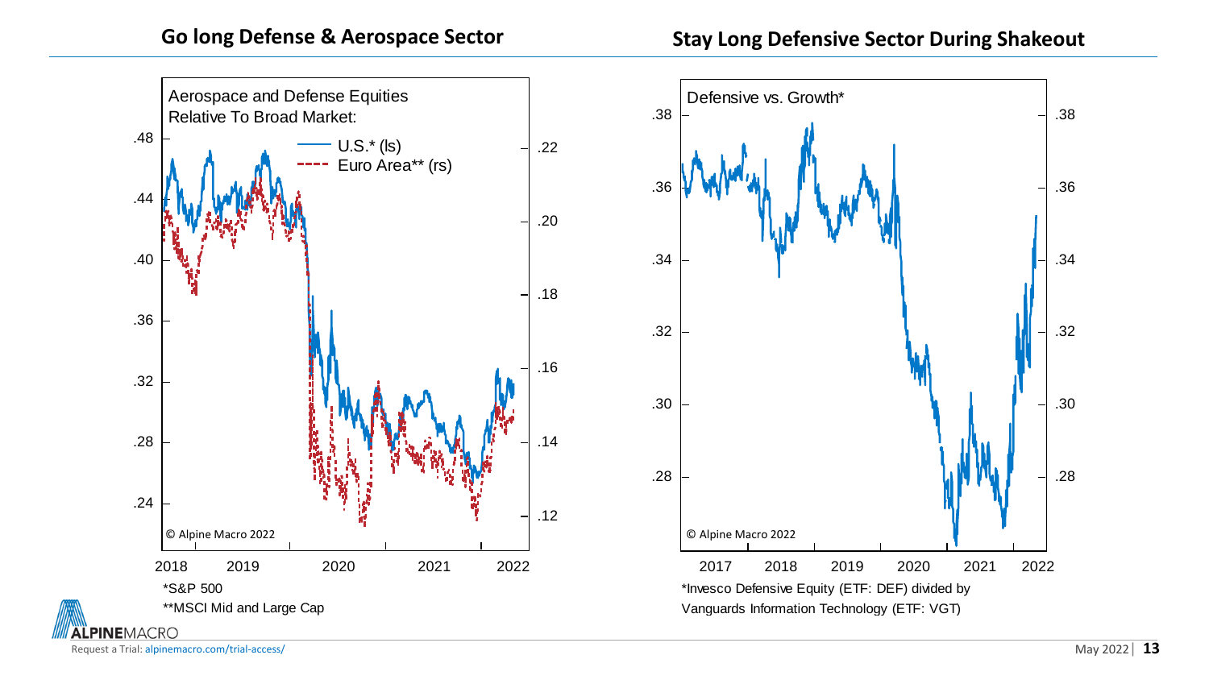## Go long Defense & Aerospace Sector

Aerospace and Defense Equities Relative To Broad Market:

U.S.* (ls)

Euro Area** (rs)

© Alpine Macro 2022

*S&P 500

**MSCI Mid and Large Cap

## Stay Long Defensive Sector During Shakeout

Defensive vs. Growth*

© Alpine Macro 2022

*Invesco Defensive Equity (ETF: DEF) divided by Vanguards Information Technology (ETF: VGT)

Request a Trial: alpinemacro.com/trial-access/

May 2022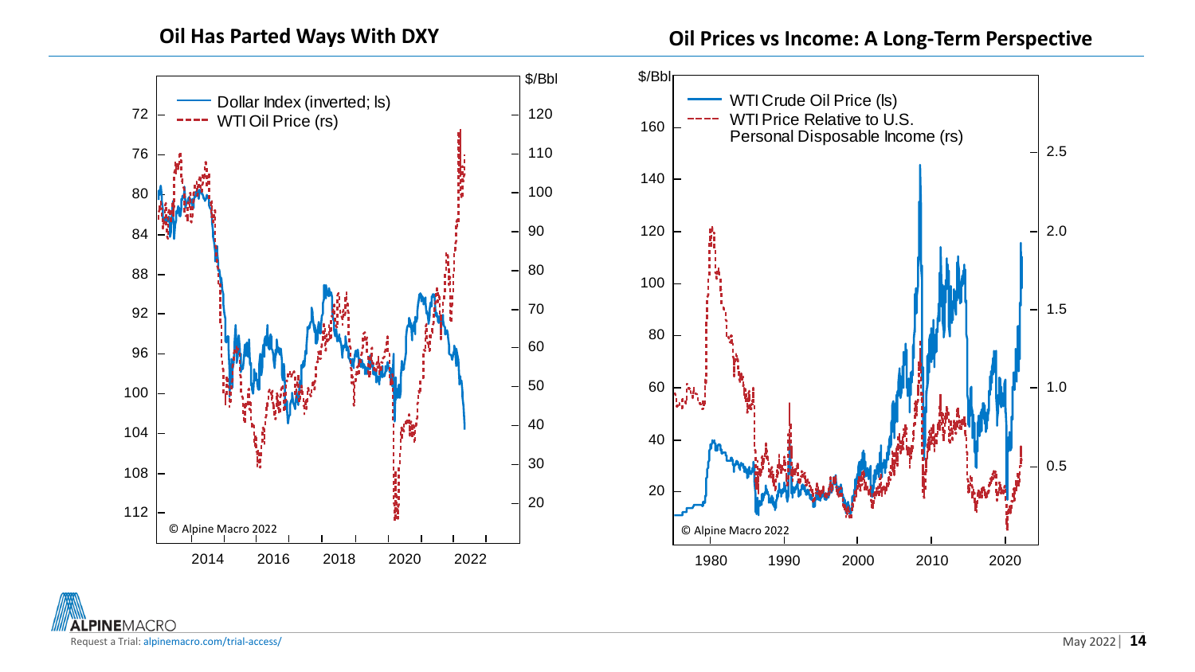## Oil Has Parted Ways With DXY

Dollar Index (inverted; ls)

WTI Oil Price (rs)

$/Bbl

© Alpine Macro 2022

## Oil Prices vs Income: A Long-Term Perspective

$/Bbl

WTI Crude Oil Price (ls)

WTI Price Relative to U.S. Personal Disposable Income (rs)

© Alpine Macro 2022

Request a Trial: alpinemacro.com/trial-access/

May 2022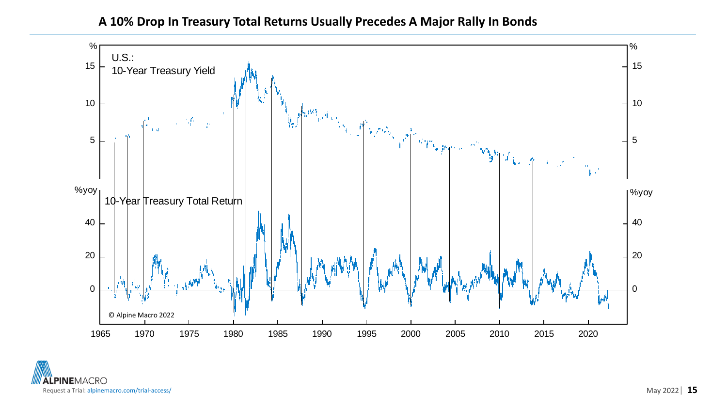## A 10% Drop In Treasury Total Returns Usually Precedes A Major Rally In Bonds

U.S.:
10-Year Treasury Yield

10-Year Treasury Total Return

© Alpine Macro 2022

Request a Trial: alpinemacro.com/trial-access/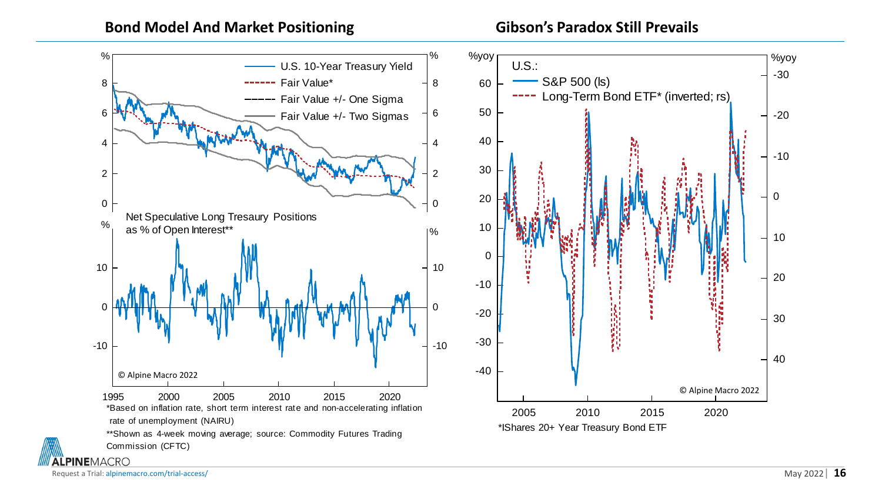## Bond Model And Market Positioning

U.S. 10-Year Treasury Yield
Fair Value*
Fair Value +/- One Sigma
Fair Value +/- Two Sigmas

Net Speculative Long Treasury Positions as % of Open Interest**

© Alpine Macro 2022

*Based on inflation rate, short term interest rate and non-accelerating inflation rate of unemployment (NAIRU)

**Shown as 4-week moving average; source: Commodity Futures Trading Commission (CFTC)

## Gibson's Paradox Still Prevails

U.S.:
S&P 500 (ls)
Long-Term Bond ETF* (inverted; rs)

© Alpine Macro 2022

*IShares 20+ Year Treasury Bond ETF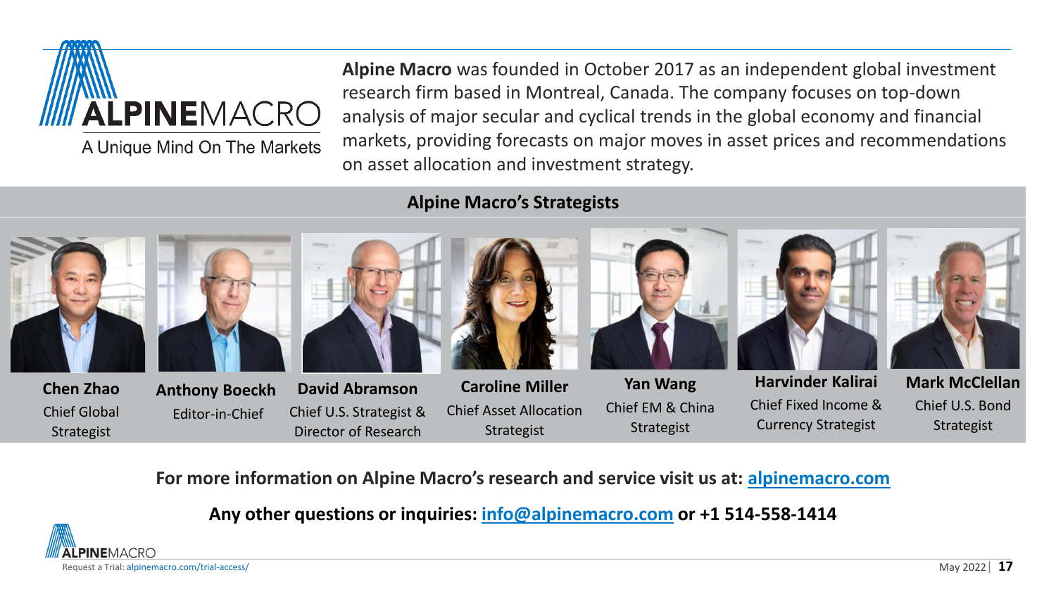**ALPINEMACRO**

A Unique Mind On The Markets

**Alpine Macro** was founded in October 2017 as an independent global investment research firm based in Montreal, Canada. The company focuses on top-down analysis of major secular and cyclical trends in the global economy and financial markets, providing forecasts on major moves in asset prices and recommendations on asset allocation and investment strategy.

## Alpine Macro's Strategists

**Chen Zhao**
Chief Global Strategist

**Anthony Boeckh**
Editor-in-Chief

**David Abramson**
Chief U.S. Strategist & Director of Research

**Caroline Miller**
Chief Asset Allocation Strategist

**Yan Wang**
Chief EM & China Strategist

**Harvinder Kalirai**
Chief Fixed Income & Currency Strategist

**Mark McClellan**
Chief U.S. Bond Strategist

**For more information on Alpine Macro's research and service visit us at: [alpinemacro.com](alpinemacro.com)**

**Any other questions or inquiries: [info@alpinemacro.com](mailto:info@alpinemacro.com) or +1 514-558-1414**

Request a Trial: alpinemacro.com/trial-access/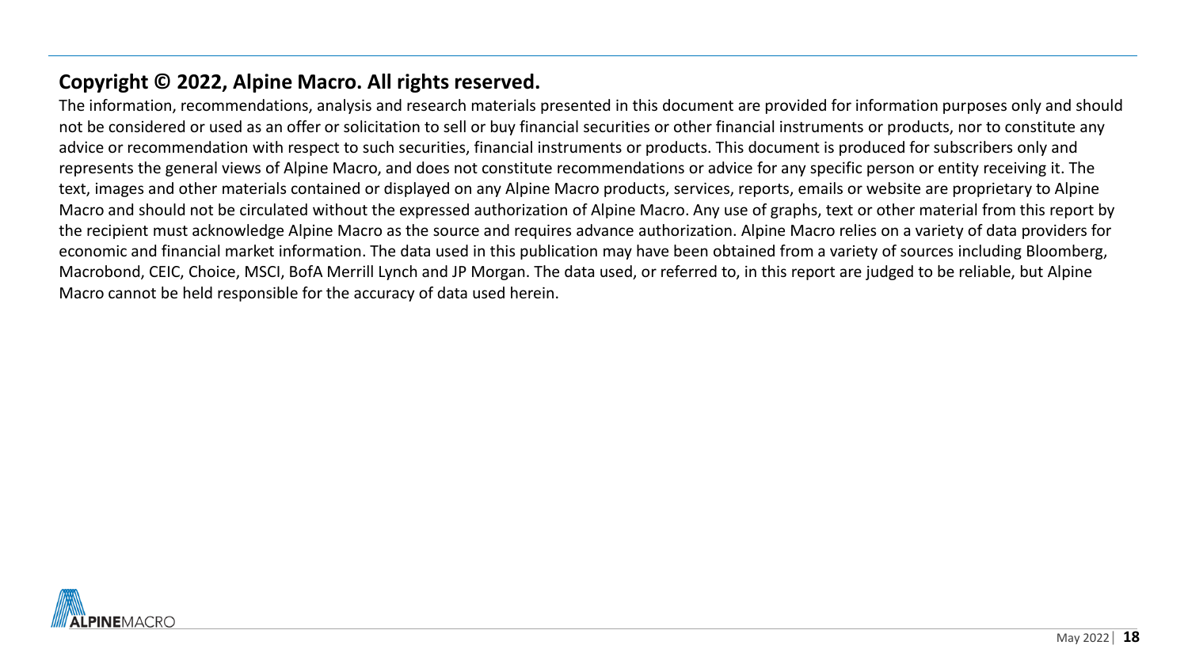**Copyright © 2022, Alpine Macro. All rights reserved.**

The information, recommendations, analysis and research materials presented in this document are provided for information purposes only and should not be considered or used as an offer or solicitation to sell or buy financial securities or other financial instruments or products, nor to constitute any advice or recommendation with respect to such securities, financial instruments or products. This document is produced for subscribers only and represents the general views of Alpine Macro, and does not constitute recommendations or advice for any specific person or entity receiving it. The text, images and other materials contained or displayed on any Alpine Macro products, services, reports, emails or website are proprietary to Alpine Macro and should not be circulated without the expressed authorization of Alpine Macro. Any use of graphs, text or other material from this report by the recipient must acknowledge Alpine Macro as the source and requires advance authorization. Alpine Macro relies on a variety of data providers for economic and financial market information. The data used in this publication may have been obtained from a variety of sources including Bloomberg, Macrobond, CEIC, Choice, MSCI, BofA Merrill Lynch and JP Morgan. The data used, or referred to, in this report are judged to be reliable, but Alpine Macro cannot be held responsible for the accuracy of data used herein.